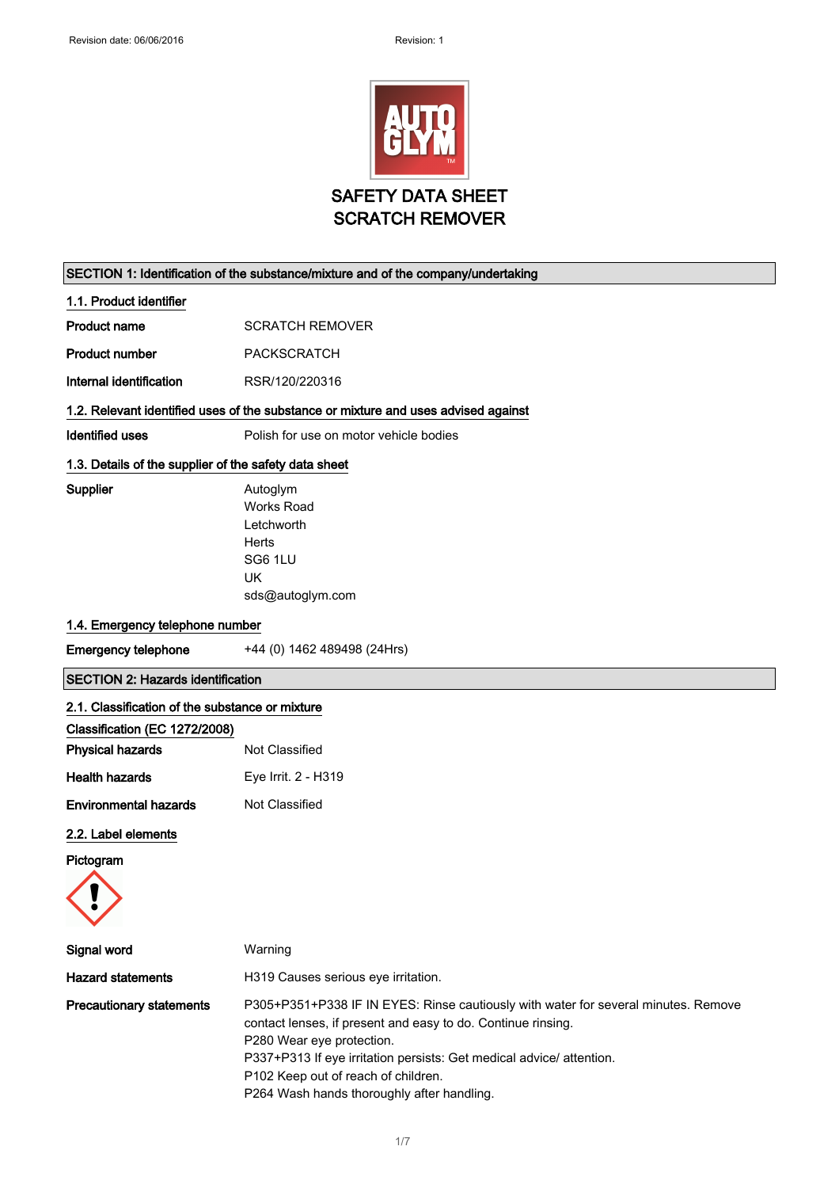Revision date: 06/06/2016 Revision: 1

# SAFETY DATA SHEET
# SCRATCH REMOVER

## SECTION 1: Identification of the substance/mixture and of the company/undertaking

### 1.1. Product identifier

**Product name** SCRATCH REMOVER

**Product number** PACKSCRATCH

**Internal identification** RSR/120/220316

### 1.2. Relevant identified uses of the substance or mixture and uses advised against

**Identified uses** Polish for use on motor vehicle bodies

### 1.3. Details of the supplier of the safety data sheet

**Supplier**
Autoglym
Works Road
Letchworth
Herts
SG6 1LU
UK
sds@autoglym.com

### 1.4. Emergency telephone number

**Emergency telephone** +44 (0) 1462 489498 (24Hrs)

## SECTION 2: Hazards identification

### 2.1. Classification of the substance or mixture

**Classification (EC 1272/2008)**

**Physical hazards** Not Classified

**Health hazards** Eye Irrit. 2 - H319

**Environmental hazards** Not Classified

### 2.2. Label elements

**Pictogram**

**Signal word** Warning

**Hazard statements** H319 Causes serious eye irritation.

**Precautionary statements**
P305+P351+P338 IF IN EYES: Rinse cautiously with water for several minutes. Remove contact lenses, if present and easy to do. Continue rinsing.
P280 Wear eye protection.
P337+P313 If eye irritation persists: Get medical advice/ attention.
P102 Keep out of reach of children.
P264 Wash hands thoroughly after handling.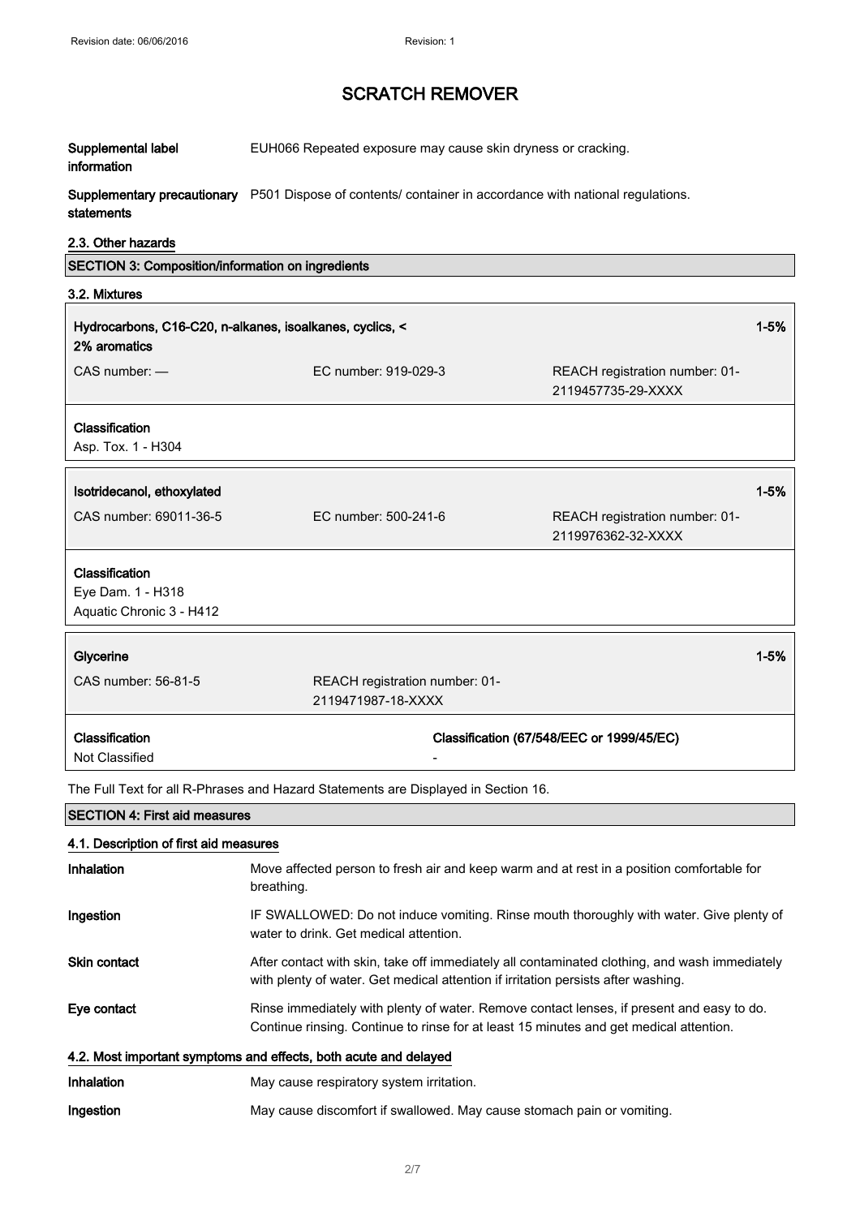| | |
|---|---|
| **Supplemental label information** | EUH066 Repeated exposure may cause skin dryness or cracking. |
| **Supplementary precautionary statements** | P501 Dispose of contents/ container in accordance with national regulations. |

### 2.3. Other hazards

## SECTION 3: Composition/information on ingredients

### 3.2. Mixtures

**Hydrocarbons, C16-C20, n-alkanes, isoalkanes, cyclics, < 2% aromatics** — 1-5%

| CAS number: — | EC number: 919-029-3 | REACH registration number: 01-2119457735-29-XXXX |
|---|---|---|

**Classification**
Asp. Tox. 1 - H304

**Isotridecanol, ethoxylated** — 1-5%

| CAS number: 69011-36-5 | EC number: 500-241-6 | REACH registration number: 01-2119976362-32-XXXX |
|---|---|---|

**Classification**
Eye Dam. 1 - H318
Aquatic Chronic 3 - H412

**Glycerine** — 1-5%

| CAS number: 56-81-5 | REACH registration number: 01-2119471987-18-XXXX |
|---|---|

| **Classification** | **Classification (67/548/EEC or 1999/45/EC)** |
|---|---|
| Not Classified | - |

The Full Text for all R-Phrases and Hazard Statements are Displayed in Section 16.

## SECTION 4: First aid measures

### 4.1. Description of first aid measures

| | |
|---|---|
| **Inhalation** | Move affected person to fresh air and keep warm and at rest in a position comfortable for breathing. |
| **Ingestion** | IF SWALLOWED: Do not induce vomiting. Rinse mouth thoroughly with water. Give plenty of water to drink. Get medical attention. |
| **Skin contact** | After contact with skin, take off immediately all contaminated clothing, and wash immediately with plenty of water. Get medical attention if irritation persists after washing. |
| **Eye contact** | Rinse immediately with plenty of water. Remove contact lenses, if present and easy to do. Continue rinsing. Continue to rinse for at least 15 minutes and get medical attention. |

### 4.2. Most important symptoms and effects, both acute and delayed

| | |
|---|---|
| **Inhalation** | May cause respiratory system irritation. |
| **Ingestion** | May cause discomfort if swallowed. May cause stomach pain or vomiting. |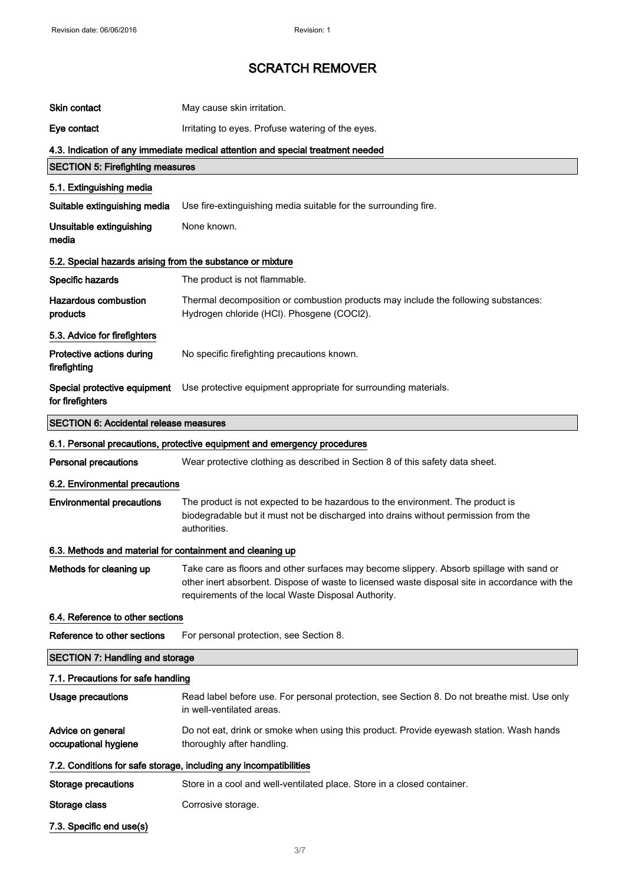# SCRATCH REMOVER

| | |
|---|---|
| **Skin contact** | May cause skin irritation. |
| **Eye contact** | Irritating to eyes. Profuse watering of the eyes. |

### 4.3. Indication of any immediate medical attention and special treatment needed

## SECTION 5: Firefighting measures

### 5.1. Extinguishing media

| | |
|---|---|
| **Suitable extinguishing media** | Use fire-extinguishing media suitable for the surrounding fire. |
| **Unsuitable extinguishing media** | None known. |

### 5.2. Special hazards arising from the substance or mixture

| | |
|---|---|
| **Specific hazards** | The product is not flammable. |
| **Hazardous combustion products** | Thermal decomposition or combustion products may include the following substances: Hydrogen chloride (HCl). Phosgene ($COCl_2$). |

### 5.3. Advice for firefighters

| | |
|---|---|
| **Protective actions during firefighting** | No specific firefighting precautions known. |
| **Special protective equipment for firefighters** | Use protective equipment appropriate for surrounding materials. |

## SECTION 6: Accidental release measures

### 6.1. Personal precautions, protective equipment and emergency procedures

| | |
|---|---|
| **Personal precautions** | Wear protective clothing as described in Section 8 of this safety data sheet. |

### 6.2. Environmental precautions

| | |
|---|---|
| **Environmental precautions** | The product is not expected to be hazardous to the environment. The product is biodegradable but it must not be discharged into drains without permission from the authorities. |

### 6.3. Methods and material for containment and cleaning up

| | |
|---|---|
| **Methods for cleaning up** | Take care as floors and other surfaces may become slippery. Absorb spillage with sand or other inert absorbent. Dispose of waste to licensed waste disposal site in accordance with the requirements of the local Waste Disposal Authority. |

### 6.4. Reference to other sections

| | |
|---|---|
| **Reference to other sections** | For personal protection, see Section 8. |

## SECTION 7: Handling and storage

### 7.1. Precautions for safe handling

| | |
|---|---|
| **Usage precautions** | Read label before use. For personal protection, see Section 8. Do not breathe mist. Use only in well-ventilated areas. |
| **Advice on general occupational hygiene** | Do not eat, drink or smoke when using this product. Provide eyewash station. Wash hands thoroughly after handling. |

### 7.2. Conditions for safe storage, including any incompatibilities

| | |
|---|---|
| **Storage precautions** | Store in a cool and well-ventilated place. Store in a closed container. |
| **Storage class** | Corrosive storage. |

### 7.3. Specific end use(s)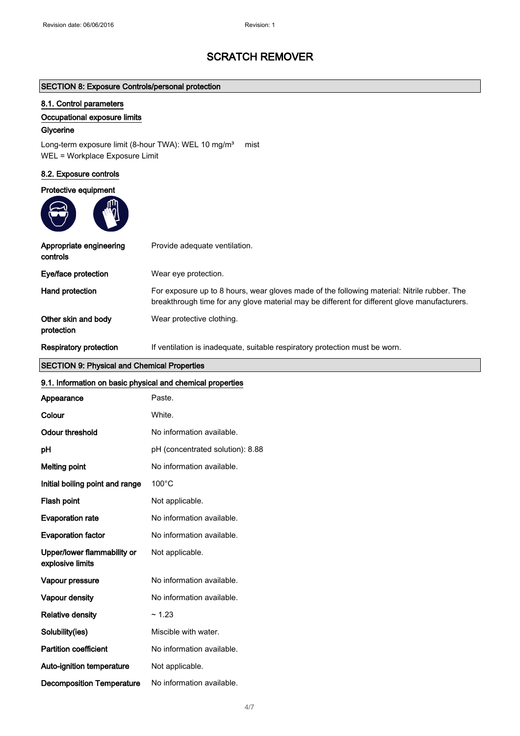# SCRATCH REMOVER

## SECTION 8: Exposure Controls/personal protection

### 8.1. Control parameters

**Occupational exposure limits**

**Glycerine**

Long-term exposure limit (8-hour TWA): WEL 10 mg/m³ mist
WEL = Workplace Exposure Limit

### 8.2. Exposure controls

**Protective equipment**

| | |
|---|---|
| **Appropriate engineering controls** | Provide adequate ventilation. |
| **Eye/face protection** | Wear eye protection. |
| **Hand protection** | For exposure up to 8 hours, wear gloves made of the following material: Nitrile rubber. The breakthrough time for any glove material may be different for different glove manufacturers. |
| **Other skin and body protection** | Wear protective clothing. |
| **Respiratory protection** | If ventilation is inadequate, suitable respiratory protection must be worn. |

## SECTION 9: Physical and Chemical Properties

### 9.1. Information on basic physical and chemical properties

| | |
|---|---|
| **Appearance** | Paste. |
| **Colour** | White. |
| **Odour threshold** | No information available. |
| **pH** | pH (concentrated solution): 8.88 |
| **Melting point** | No information available. |
| **Initial boiling point and range** | 100°C |
| **Flash point** | Not applicable. |
| **Evaporation rate** | No information available. |
| **Evaporation factor** | No information available. |
| **Upper/lower flammability or explosive limits** | Not applicable. |
| **Vapour pressure** | No information available. |
| **Vapour density** | No information available. |
| **Relative density** | ~ 1.23 |
| **Solubility(ies)** | Miscible with water. |
| **Partition coefficient** | No information available. |
| **Auto-ignition temperature** | Not applicable. |
| **Decomposition Temperature** | No information available. |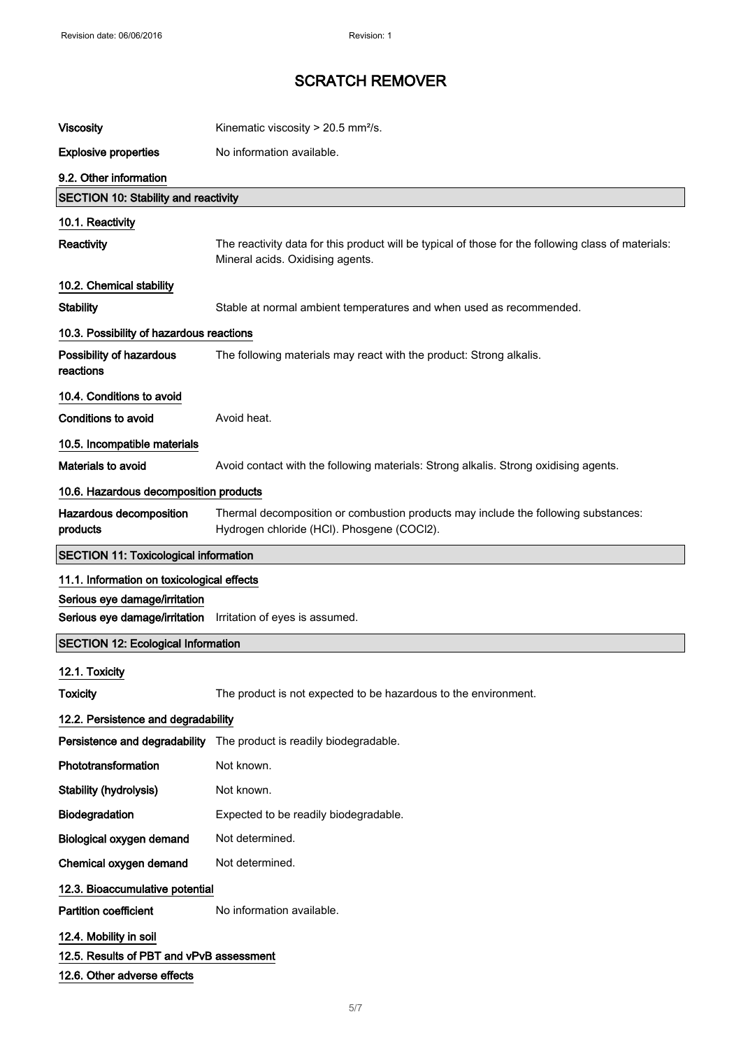# SCRATCH REMOVER

| | |
|---|---|
| **Viscosity** | Kinematic viscosity > 20.5 mm²/s. |
| **Explosive properties** | No information available. |

### 9.2. Other information

## SECTION 10: Stability and reactivity

### 10.1. Reactivity

| | |
|---|---|
| **Reactivity** | The reactivity data for this product will be typical of those for the following class of materials: Mineral acids. Oxidising agents. |

### 10.2. Chemical stability

| | |
|---|---|
| **Stability** | Stable at normal ambient temperatures and when used as recommended. |

### 10.3. Possibility of hazardous reactions

| | |
|---|---|
| **Possibility of hazardous reactions** | The following materials may react with the product: Strong alkalis. |

### 10.4. Conditions to avoid

| | |
|---|---|
| **Conditions to avoid** | Avoid heat. |

### 10.5. Incompatible materials

| | |
|---|---|
| **Materials to avoid** | Avoid contact with the following materials: Strong alkalis. Strong oxidising agents. |

### 10.6. Hazardous decomposition products

| | |
|---|---|
| **Hazardous decomposition products** | Thermal decomposition or combustion products may include the following substances: Hydrogen chloride (HCl). Phosgene ($COCl_2$). |

## SECTION 11: Toxicological information

### 11.1. Information on toxicological effects

#### Serious eye damage/irritation

| | |
|---|---|
| **Serious eye damage/irritation** | Irritation of eyes is assumed. |

## SECTION 12: Ecological Information

### 12.1. Toxicity

| | |
|---|---|
| **Toxicity** | The product is not expected to be hazardous to the environment. |

### 12.2. Persistence and degradability

| | |
|---|---|
| **Persistence and degradability** | The product is readily biodegradable. |
| **Phototransformation** | Not known. |
| **Stability (hydrolysis)** | Not known. |
| **Biodegradation** | Expected to be readily biodegradable. |
| **Biological oxygen demand** | Not determined. |
| **Chemical oxygen demand** | Not determined. |

### 12.3. Bioaccumulative potential

| | |
|---|---|
| **Partition coefficient** | No information available. |

### 12.4. Mobility in soil

### 12.5. Results of PBT and vPvB assessment

### 12.6. Other adverse effects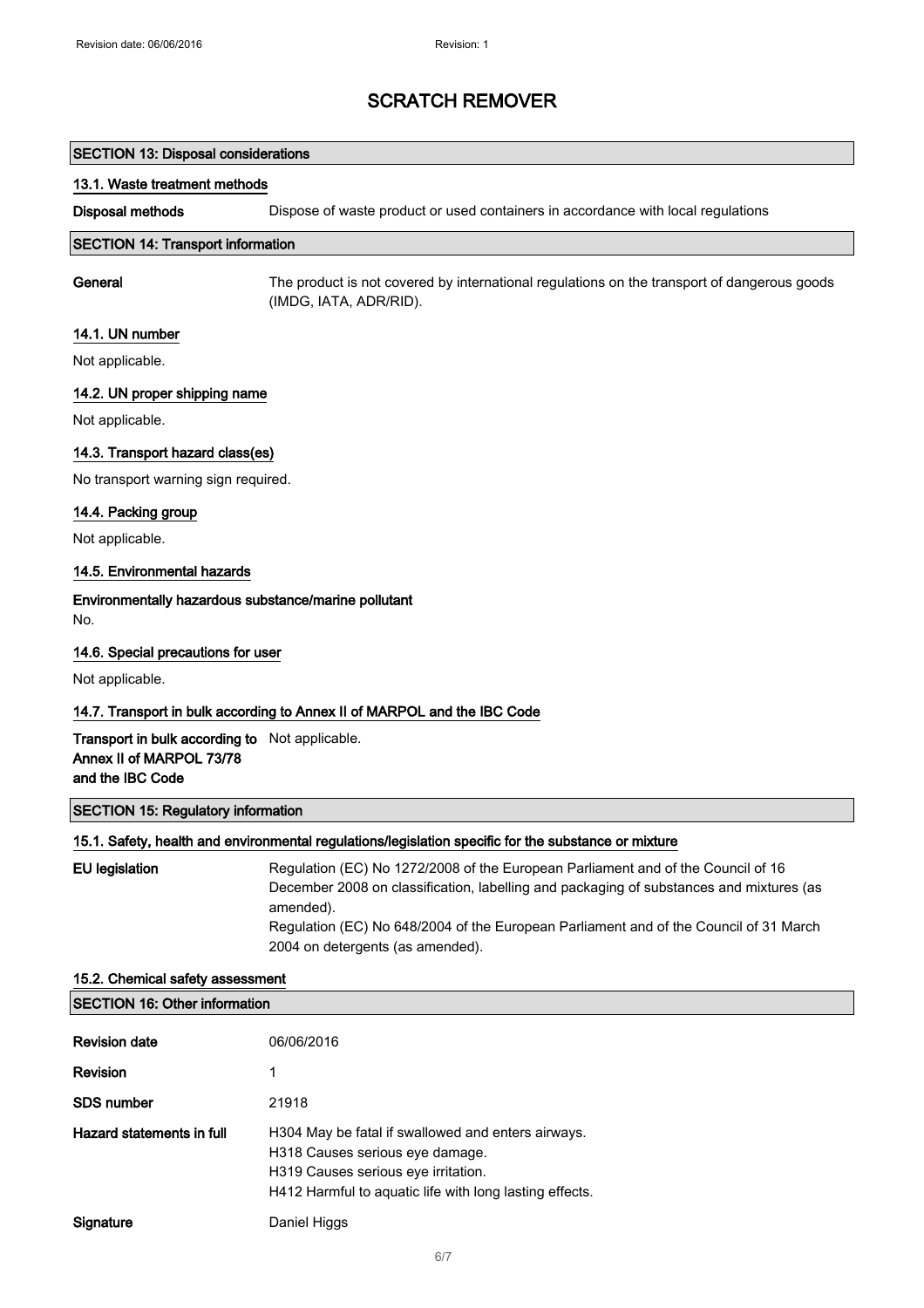# SCRATCH REMOVER

## SECTION 13: Disposal considerations

### 13.1. Waste treatment methods

**Disposal methods** Dispose of waste product or used containers in accordance with local regulations

## SECTION 14: Transport information

**General** The product is not covered by international regulations on the transport of dangerous goods (IMDG, IATA, ADR/RID).

### 14.1. UN number

Not applicable.

### 14.2. UN proper shipping name

Not applicable.

### 14.3. Transport hazard class(es)

No transport warning sign required.

### 14.4. Packing group

Not applicable.

### 14.5. Environmental hazards

**Environmentally hazardous substance/marine pollutant**

No.

### 14.6. Special precautions for user

Not applicable.

### 14.7. Transport in bulk according to Annex II of MARPOL and the IBC Code

**Transport in bulk according to Annex II of MARPOL 73/78 and the IBC Code** Not applicable.

## SECTION 15: Regulatory information

### 15.1. Safety, health and environmental regulations/legislation specific for the substance or mixture

**EU legislation** Regulation (EC) No 1272/2008 of the European Parliament and of the Council of 16 December 2008 on classification, labelling and packaging of substances and mixtures (as amended).
Regulation (EC) No 648/2004 of the European Parliament and of the Council of 31 March 2004 on detergents (as amended).

### 15.2. Chemical safety assessment

## SECTION 16: Other information

**Revision date** 06/06/2016

**Revision** 1

**SDS number** 21918

**Hazard statements in full**
H304 May be fatal if swallowed and enters airways.
H318 Causes serious eye damage.
H319 Causes serious eye irritation.
H412 Harmful to aquatic life with long lasting effects.

**Signature** Daniel Higgs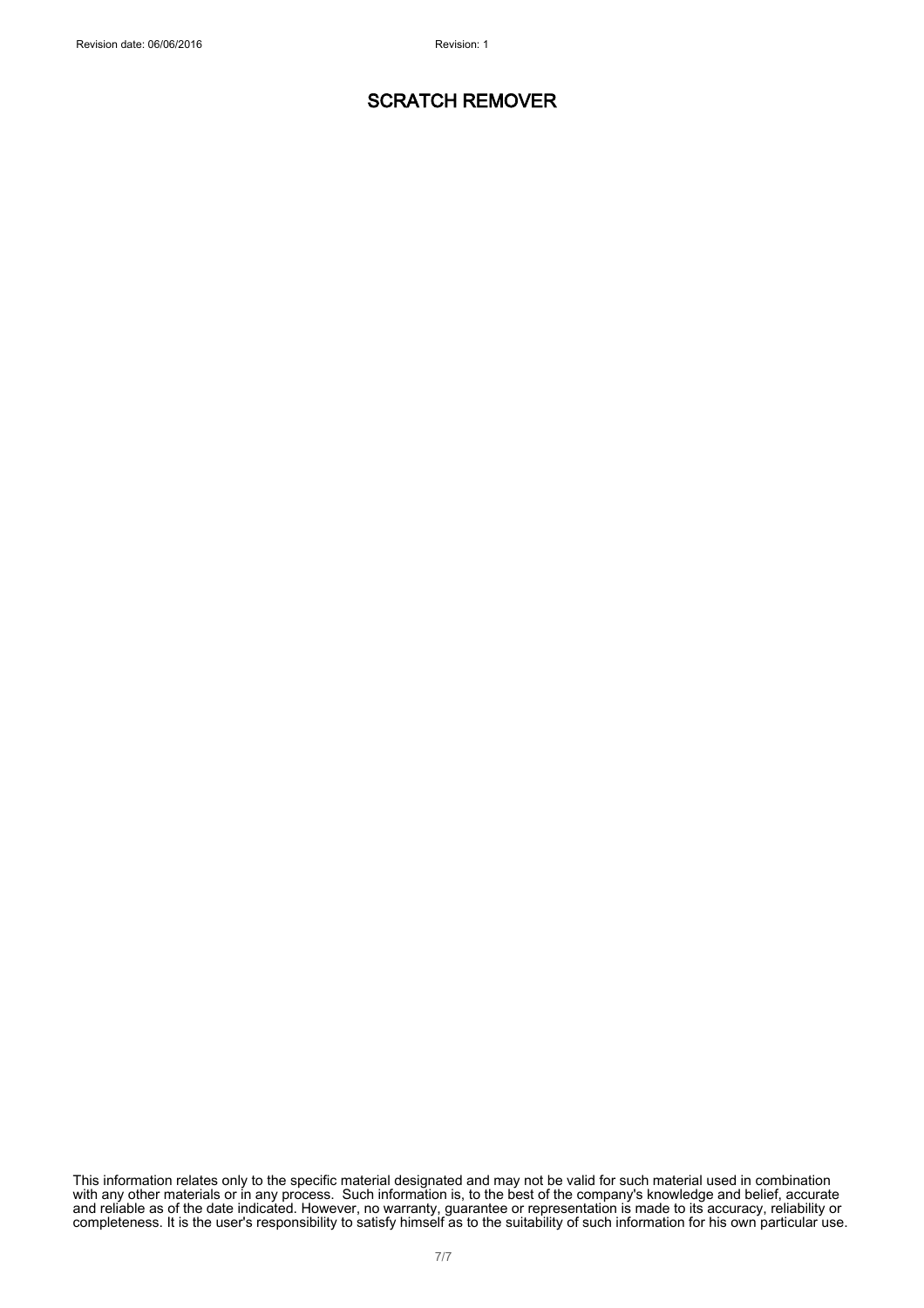This information relates only to the specific material designated and may not be valid for such material used in combination with any other materials or in any process. Such information is, to the best of the company's knowledge and belief, accurate and reliable as of the date indicated. However, no warranty, guarantee or representation is made to its accuracy, reliability or completeness. It is the user's responsibility to satisfy himself as to the suitability of such information for his own particular use.